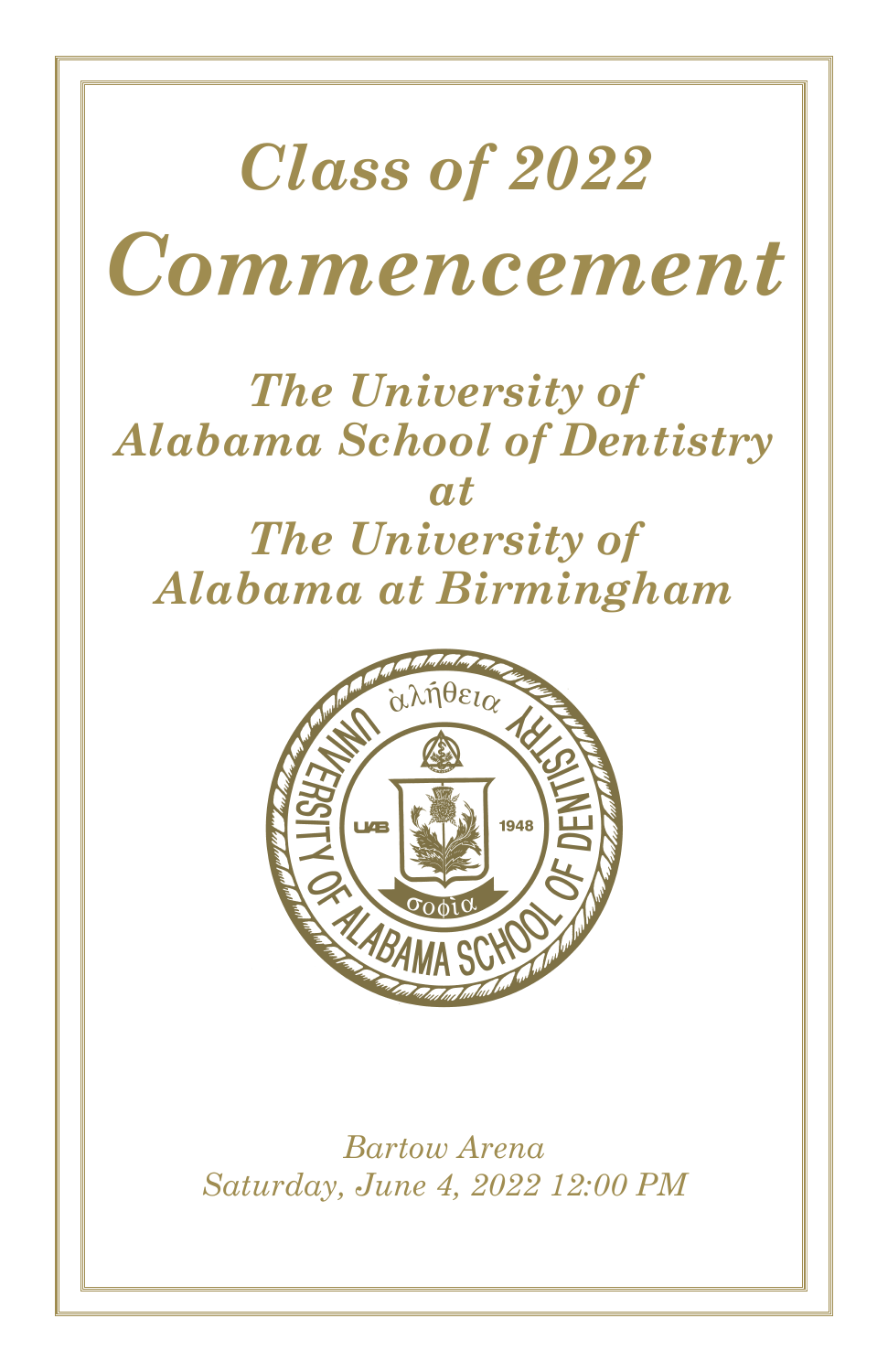# *Class of 2022*

# *Commencement*

## *The University of Alabama School of Dentistry at The University of Alabama at Birmingham*

ἀλήθεια

UNIVERSITY OF ALABAMA SCHOOL OF DENTISTRY

UAB 1948

σοφία

*Bartow Arena*

*Saturday, June 4, 2022 12:00 PM*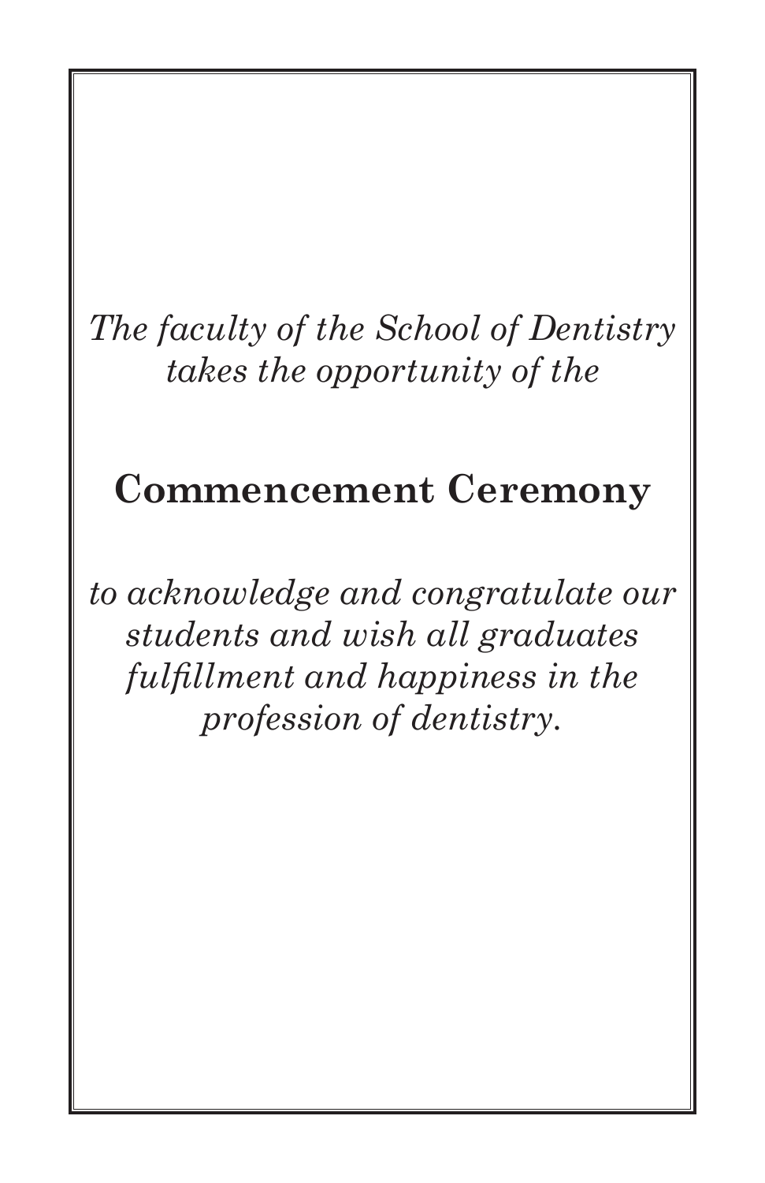*The faculty of the School of Dentistry takes the opportunity of the*

**Commencement Ceremony**

*to acknowledge and congratulate our students and wish all graduates fulfillment and happiness in the profession of dentistry.*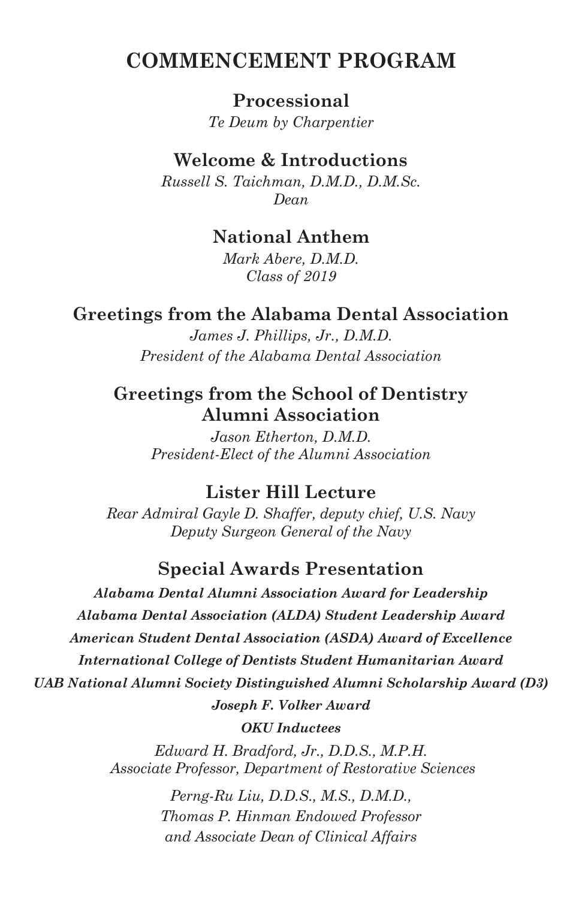# COMMENCEMENT PROGRAM

## Processional

*Te Deum by Charpentier*

## Welcome & Introductions

*Russell S. Taichman, D.M.D., D.M.Sc.*
*Dean*

## National Anthem

*Mark Abere, D.M.D.*
*Class of 2019*

## Greetings from the Alabama Dental Association

*James J. Phillips, Jr., D.M.D.*
*President of the Alabama Dental Association*

## Greetings from the School of Dentistry Alumni Association

*Jason Etherton, D.M.D.*
*President-Elect of the Alumni Association*

## Lister Hill Lecture

*Rear Admiral Gayle D. Shaffer, deputy chief, U.S. Navy*
*Deputy Surgeon General of the Navy*

## Special Awards Presentation

***Alabama Dental Alumni Association Award for Leadership***

***Alabama Dental Association (ALDA) Student Leadership Award***

***American Student Dental Association (ASDA) Award of Excellence***

***International College of Dentists Student Humanitarian Award***

***UAB National Alumni Society Distinguished Alumni Scholarship Award (D3)***

***Joseph F. Volker Award***

***OKU Inductees***

*Edward H. Bradford, Jr., D.D.S., M.P.H.*
*Associate Professor, Department of Restorative Sciences*

*Perng-Ru Liu, D.D.S., M.S., D.M.D.,*
*Thomas P. Hinman Endowed Professor*
*and Associate Dean of Clinical Affairs*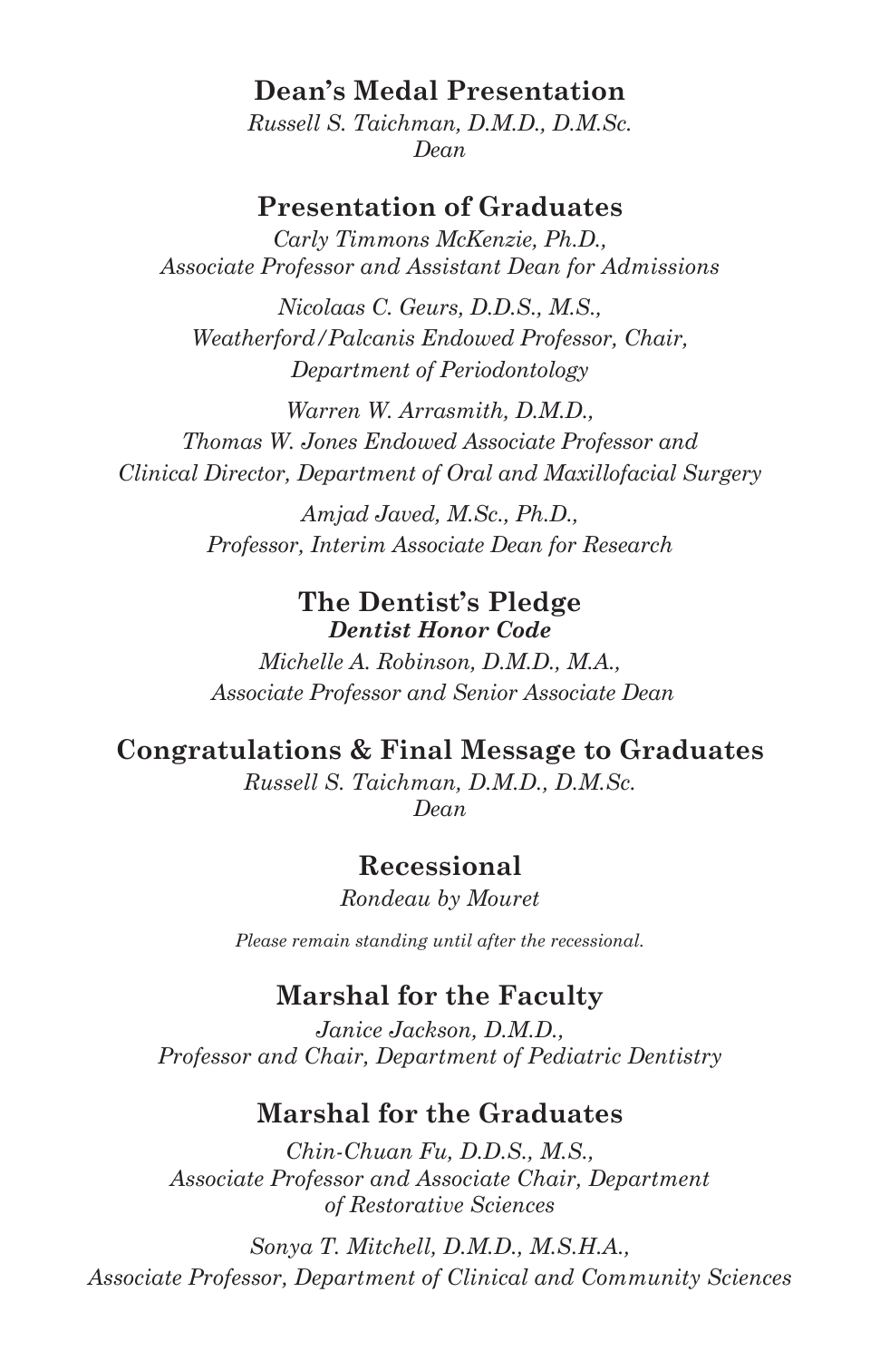## Dean's Medal Presentation

*Russell S. Taichman, D.M.D., D.M.Sc.*
*Dean*

## Presentation of Graduates

*Carly Timmons McKenzie, Ph.D.,*
*Associate Professor and Assistant Dean for Admissions*

*Nicolaas C. Geurs, D.D.S., M.S.,*
*Weatherford/Palcanis Endowed Professor, Chair,*
*Department of Periodontology*

*Warren W. Arrasmith, D.M.D.,*
*Thomas W. Jones Endowed Associate Professor and*
*Clinical Director, Department of Oral and Maxillofacial Surgery*

*Amjad Javed, M.Sc., Ph.D.,*
*Professor, Interim Associate Dean for Research*

## The Dentist's Pledge

***Dentist Honor Code***

*Michelle A. Robinson, D.M.D., M.A.,*
*Associate Professor and Senior Associate Dean*

## Congratulations & Final Message to Graduates

*Russell S. Taichman, D.M.D., D.M.Sc.*
*Dean*

## Recessional

*Rondeau by Mouret*

*Please remain standing until after the recessional.*

## Marshal for the Faculty

*Janice Jackson, D.M.D.,*
*Professor and Chair, Department of Pediatric Dentistry*

## Marshal for the Graduates

*Chin-Chuan Fu, D.D.S., M.S.,*
*Associate Professor and Associate Chair, Department*
*of Restorative Sciences*

*Sonya T. Mitchell, D.M.D., M.S.H.A.,*
*Associate Professor, Department of Clinical and Community Sciences*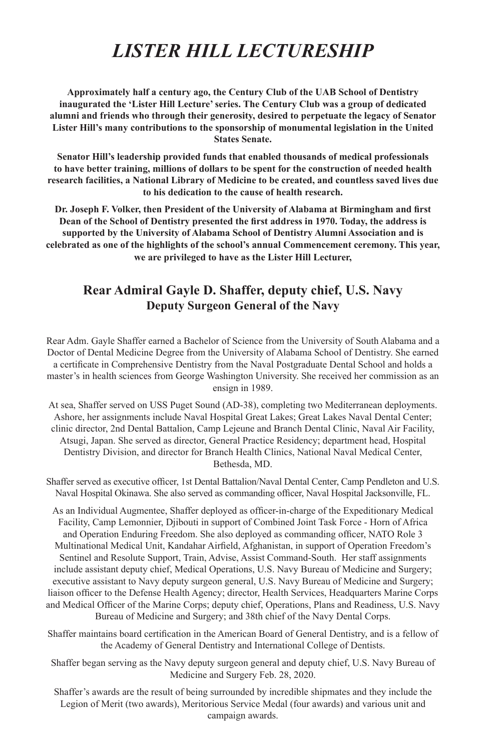# *LISTER HILL LECTURESHIP*

**Approximately half a century ago, the Century Club of the UAB School of Dentistry inaugurated the 'Lister Hill Lecture' series. The Century Club was a group of dedicated alumni and friends who through their generosity, desired to perpetuate the legacy of Senator Lister Hill's many contributions to the sponsorship of monumental legislation in the United States Senate.**

**Senator Hill's leadership provided funds that enabled thousands of medical professionals to have better training, millions of dollars to be spent for the construction of needed health research facilities, a National Library of Medicine to be created, and countless saved lives due to his dedication to the cause of health research.**

**Dr. Joseph F. Volker, then President of the University of Alabama at Birmingham and first Dean of the School of Dentistry presented the first address in 1970. Today, the address is supported by the University of Alabama School of Dentistry Alumni Association and is celebrated as one of the highlights of the school's annual Commencement ceremony. This year, we are privileged to have as the Lister Hill Lecturer,**

## Rear Admiral Gayle D. Shaffer, deputy chief, U.S. Navy
### Deputy Surgeon General of the Navy

Rear Adm. Gayle Shaffer earned a Bachelor of Science from the University of South Alabama and a Doctor of Dental Medicine Degree from the University of Alabama School of Dentistry. She earned a certificate in Comprehensive Dentistry from the Naval Postgraduate Dental School and holds a master's in health sciences from George Washington University. She received her commission as an ensign in 1989.

At sea, Shaffer served on USS Puget Sound (AD-38), completing two Mediterranean deployments. Ashore, her assignments include Naval Hospital Great Lakes; Great Lakes Naval Dental Center; clinic director, 2nd Dental Battalion, Camp Lejeune and Branch Dental Clinic, Naval Air Facility, Atsugi, Japan. She served as director, General Practice Residency; department head, Hospital Dentistry Division, and director for Branch Health Clinics, National Naval Medical Center, Bethesda, MD.

Shaffer served as executive officer, 1st Dental Battalion/Naval Dental Center, Camp Pendleton and U.S. Naval Hospital Okinawa. She also served as commanding officer, Naval Hospital Jacksonville, FL.

As an Individual Augmentee, Shaffer deployed as officer-in-charge of the Expeditionary Medical Facility, Camp Lemonnier, Djibouti in support of Combined Joint Task Force - Horn of Africa and Operation Enduring Freedom. She also deployed as commanding officer, NATO Role 3 Multinational Medical Unit, Kandahar Airfield, Afghanistan, in support of Operation Freedom's Sentinel and Resolute Support, Train, Advise, Assist Command-South. Her staff assignments include assistant deputy chief, Medical Operations, U.S. Navy Bureau of Medicine and Surgery; executive assistant to Navy deputy surgeon general, U.S. Navy Bureau of Medicine and Surgery; liaison officer to the Defense Health Agency; director, Health Services, Headquarters Marine Corps and Medical Officer of the Marine Corps; deputy chief, Operations, Plans and Readiness, U.S. Navy Bureau of Medicine and Surgery; and 38th chief of the Navy Dental Corps.

Shaffer maintains board certification in the American Board of General Dentistry, and is a fellow of the Academy of General Dentistry and International College of Dentists.

Shaffer began serving as the Navy deputy surgeon general and deputy chief, U.S. Navy Bureau of Medicine and Surgery Feb. 28, 2020.

Shaffer's awards are the result of being surrounded by incredible shipmates and they include the Legion of Merit (two awards), Meritorious Service Medal (four awards) and various unit and campaign awards.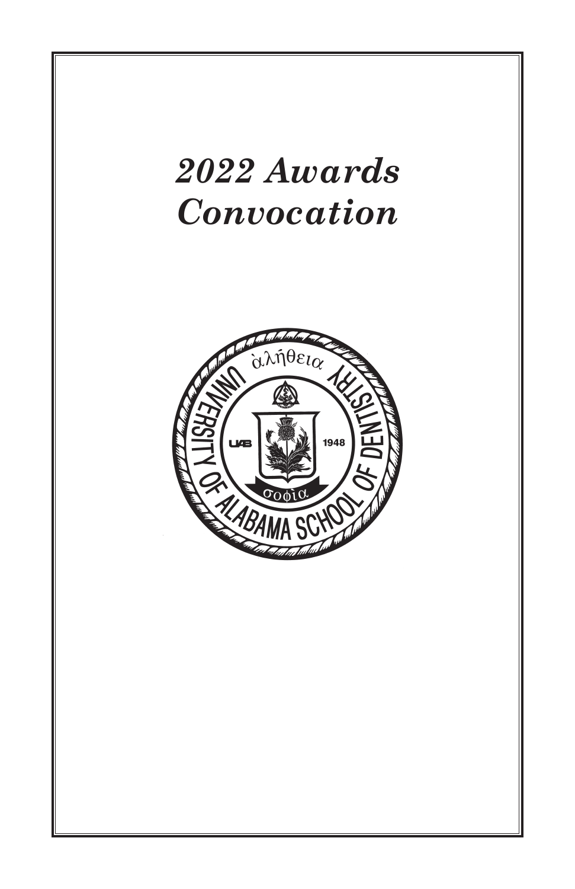# *2022 Awards Convocation*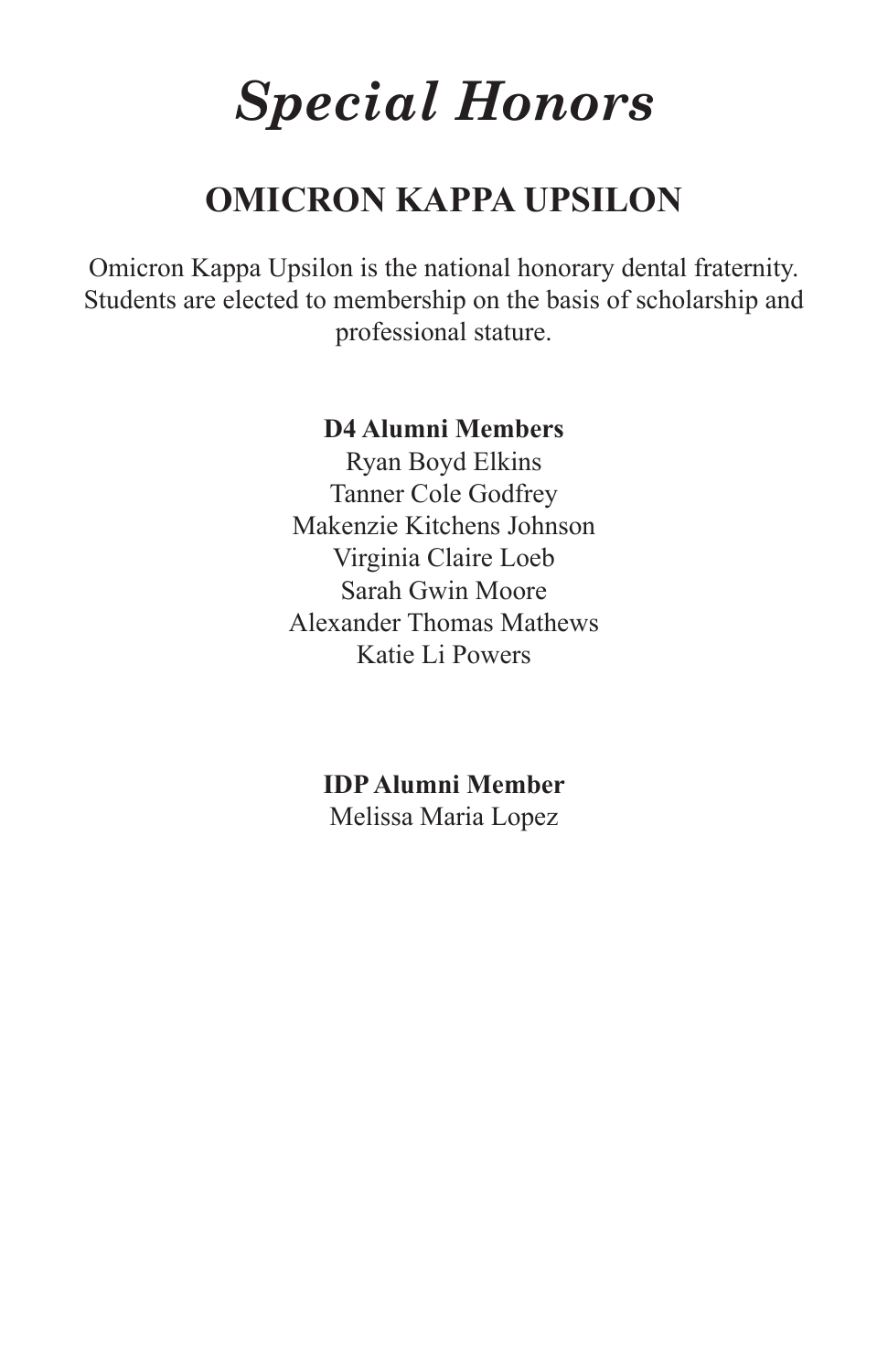# *Special Honors*

## OMICRON KAPPA UPSILON

Omicron Kappa Upsilon is the national honorary dental fraternity. Students are elected to membership on the basis of scholarship and professional stature.

**D4 Alumni Members**

Ryan Boyd Elkins
Tanner Cole Godfrey
Makenzie Kitchens Johnson
Virginia Claire Loeb
Sarah Gwin Moore
Alexander Thomas Mathews
Katie Li Powers

**IDP Alumni Member**

Melissa Maria Lopez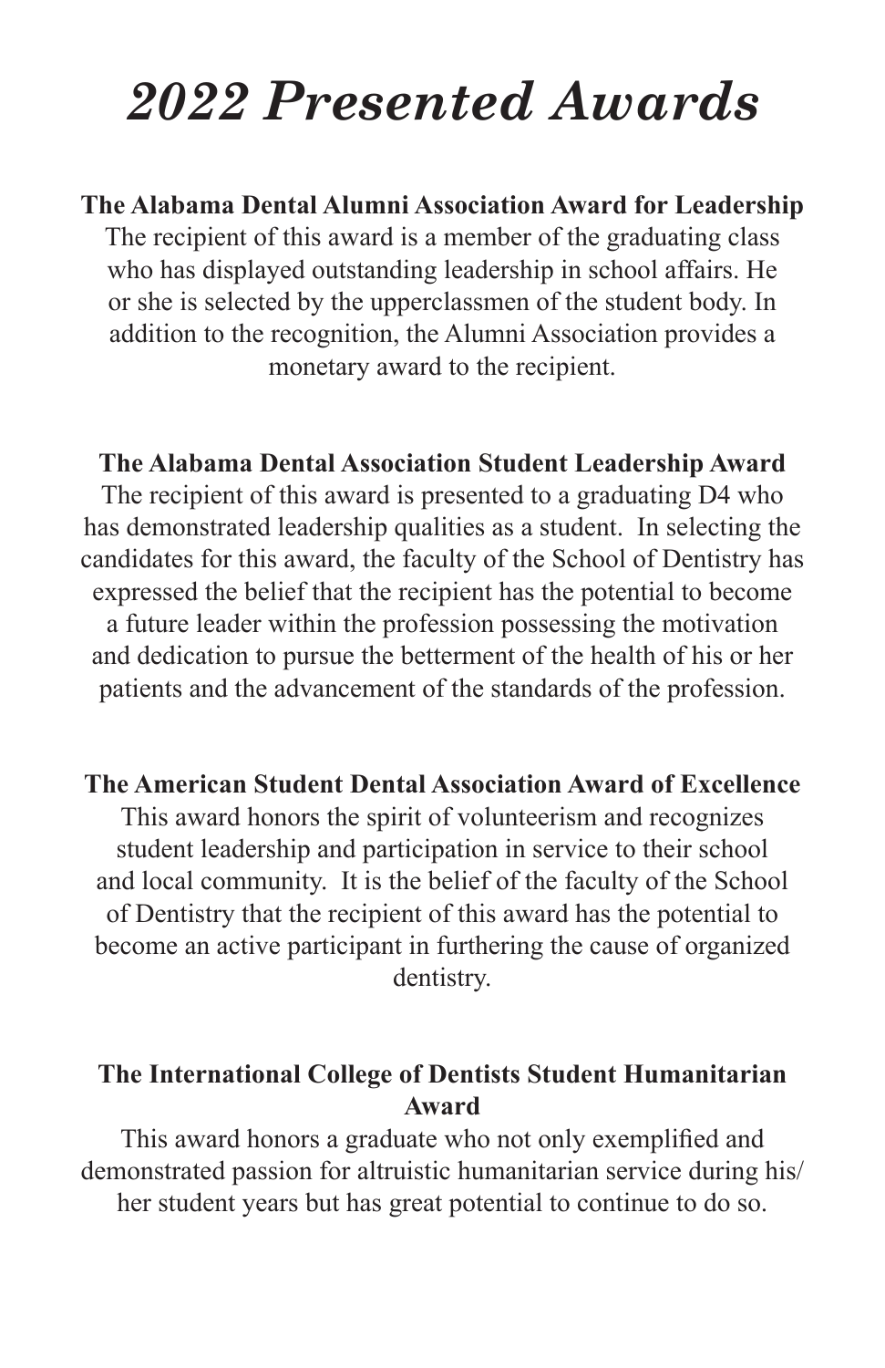# *2022 Presented Awards*

**The Alabama Dental Alumni Association Award for Leadership**

The recipient of this award is a member of the graduating class who has displayed outstanding leadership in school affairs. He or she is selected by the upperclassmen of the student body. In addition to the recognition, the Alumni Association provides a monetary award to the recipient.

**The Alabama Dental Association Student Leadership Award**

The recipient of this award is presented to a graduating D4 who has demonstrated leadership qualities as a student. In selecting the candidates for this award, the faculty of the School of Dentistry has expressed the belief that the recipient has the potential to become a future leader within the profession possessing the motivation and dedication to pursue the betterment of the health of his or her patients and the advancement of the standards of the profession.

**The American Student Dental Association Award of Excellence**

This award honors the spirit of volunteerism and recognizes student leadership and participation in service to their school and local community. It is the belief of the faculty of the School of Dentistry that the recipient of this award has the potential to become an active participant in furthering the cause of organized dentistry.

**The International College of Dentists Student Humanitarian Award**

This award honors a graduate who not only exemplified and demonstrated passion for altruistic humanitarian service during his/her student years but has great potential to continue to do so.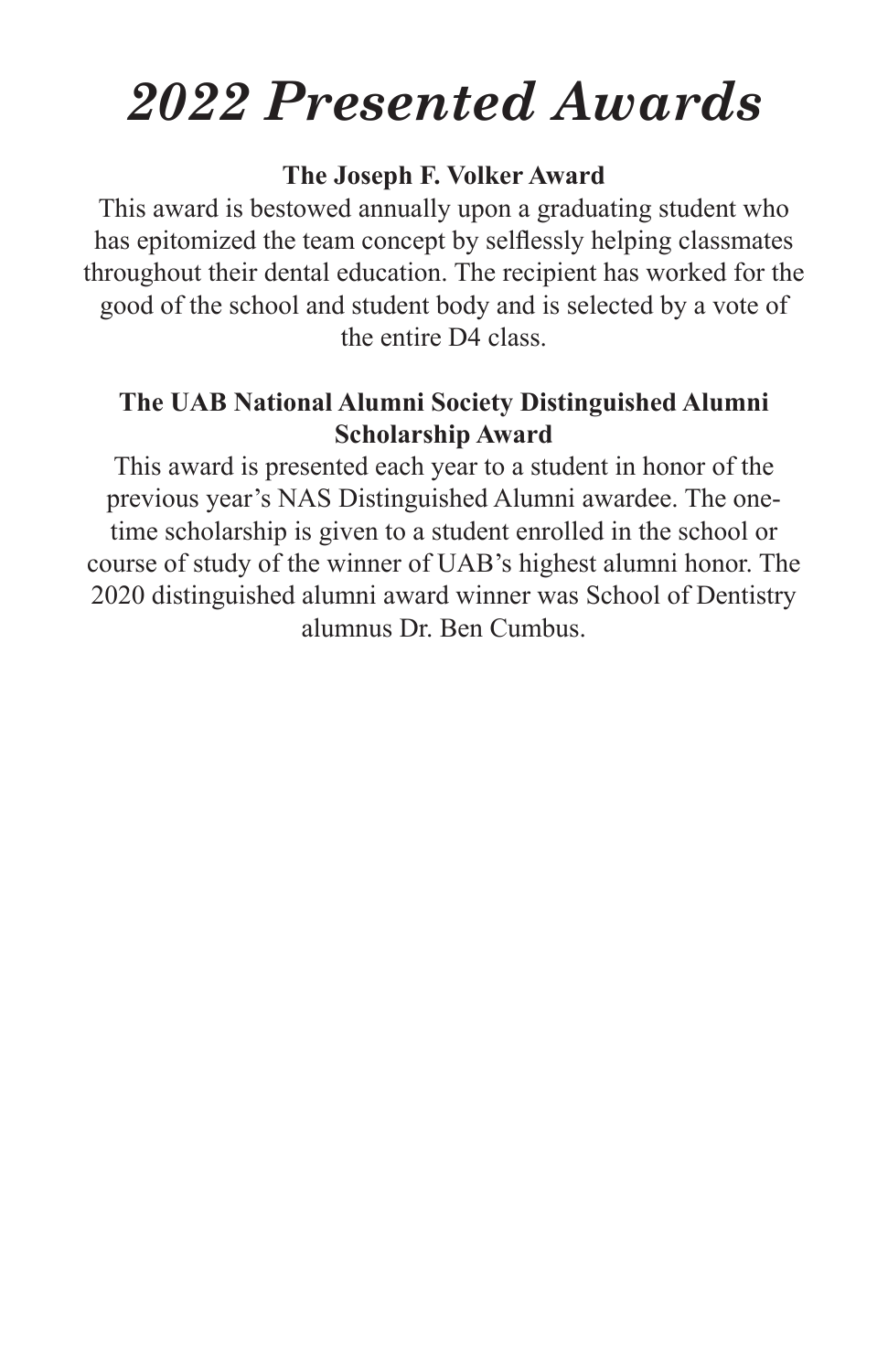# *2022 Presented Awards*

**The Joseph F. Volker Award**

This award is bestowed annually upon a graduating student who has epitomized the team concept by selflessly helping classmates throughout their dental education. The recipient has worked for the good of the school and student body and is selected by a vote of the entire D4 class.

**The UAB National Alumni Society Distinguished Alumni Scholarship Award**

This award is presented each year to a student in honor of the previous year's NAS Distinguished Alumni awardee. The one-time scholarship is given to a student enrolled in the school or course of study of the winner of UAB's highest alumni honor. The 2020 distinguished alumni award winner was School of Dentistry alumnus Dr. Ben Cumbus.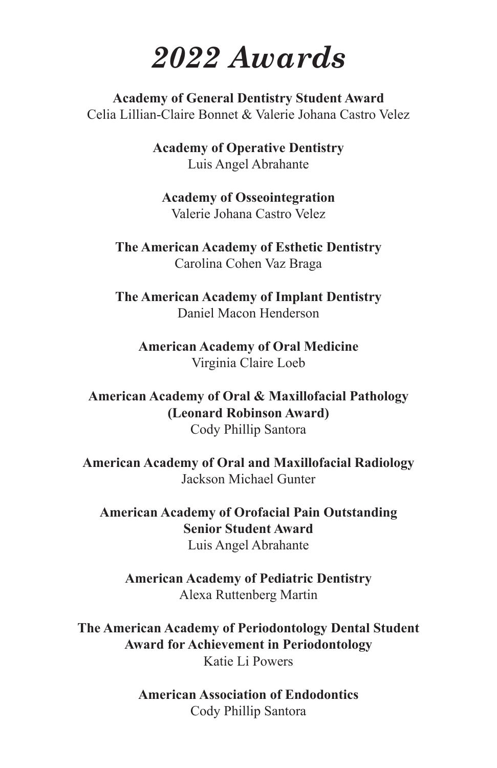# *2022 Awards*

**Academy of General Dentistry Student Award**
Celia Lillian-Claire Bonnet & Valerie Johana Castro Velez

**Academy of Operative Dentistry**
Luis Angel Abrahante

**Academy of Osseointegration**
Valerie Johana Castro Velez

**The American Academy of Esthetic Dentistry**
Carolina Cohen Vaz Braga

**The American Academy of Implant Dentistry**
Daniel Macon Henderson

**American Academy of Oral Medicine**
Virginia Claire Loeb

**American Academy of Oral & Maxillofacial Pathology (Leonard Robinson Award)**
Cody Phillip Santora

**American Academy of Oral and Maxillofacial Radiology**
Jackson Michael Gunter

**American Academy of Orofacial Pain Outstanding Senior Student Award**
Luis Angel Abrahante

**American Academy of Pediatric Dentistry**
Alexa Ruttenberg Martin

**The American Academy of Periodontology Dental Student Award for Achievement in Periodontology**
Katie Li Powers

**American Association of Endodontics**
Cody Phillip Santora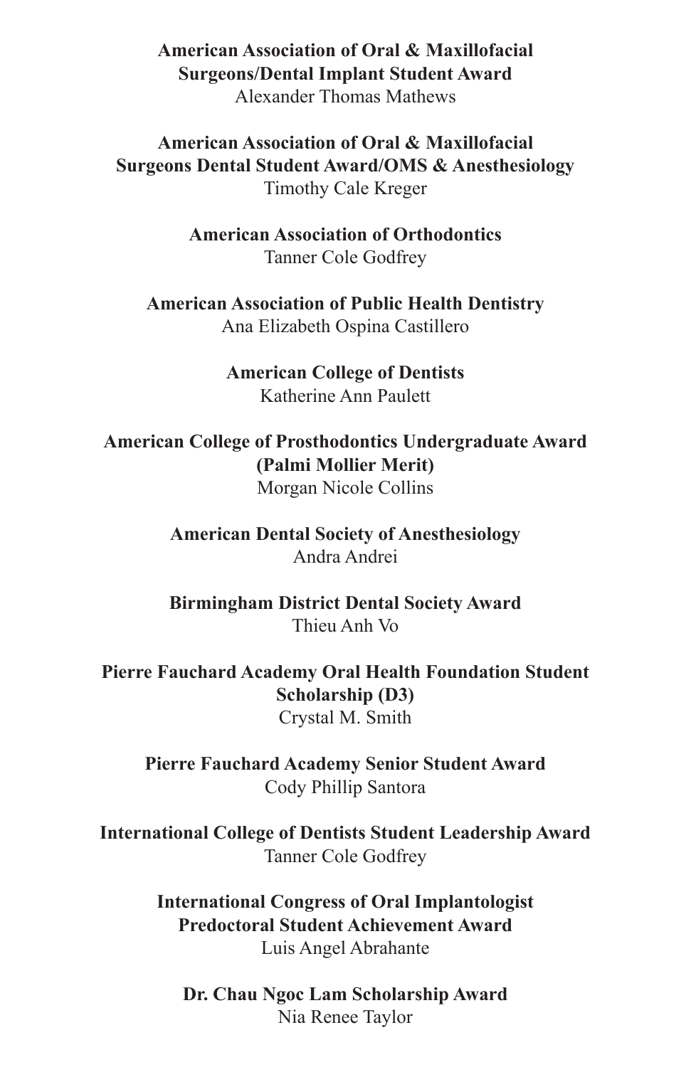**American Association of Oral & Maxillofacial Surgeons/Dental Implant Student Award**
Alexander Thomas Mathews

**American Association of Oral & Maxillofacial Surgeons Dental Student Award/OMS & Anesthesiology**
Timothy Cale Kreger

**American Association of Orthodontics**
Tanner Cole Godfrey

**American Association of Public Health Dentistry**
Ana Elizabeth Ospina Castillero

**American College of Dentists**
Katherine Ann Paulett

**American College of Prosthodontics Undergraduate Award (Palmi Mollier Merit)**
Morgan Nicole Collins

**American Dental Society of Anesthesiology**
Andra Andrei

**Birmingham District Dental Society Award**
Thieu Anh Vo

**Pierre Fauchard Academy Oral Health Foundation Student Scholarship (D3)**
Crystal M. Smith

**Pierre Fauchard Academy Senior Student Award**
Cody Phillip Santora

**International College of Dentists Student Leadership Award**
Tanner Cole Godfrey

**International Congress of Oral Implantologist Predoctoral Student Achievement Award**
Luis Angel Abrahante

**Dr. Chau Ngoc Lam Scholarship Award**
Nia Renee Taylor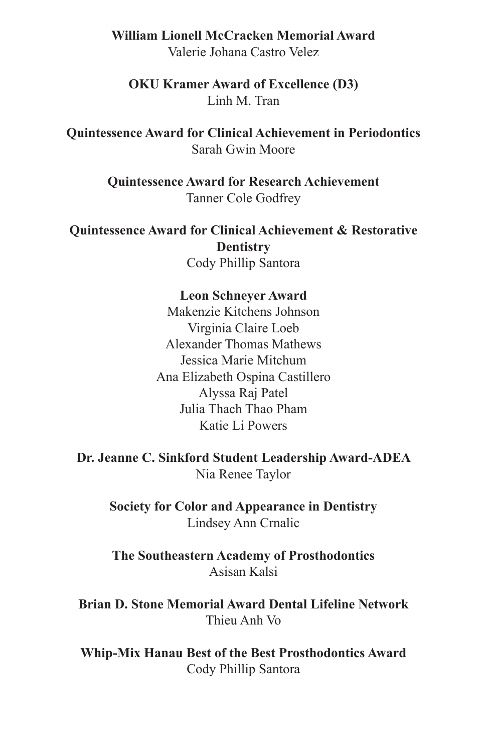**William Lionell McCracken Memorial Award**
Valerie Johana Castro Velez

**OKU Kramer Award of Excellence (D3)**
Linh M. Tran

**Quintessence Award for Clinical Achievement in Periodontics**
Sarah Gwin Moore

**Quintessence Award for Research Achievement**
Tanner Cole Godfrey

**Quintessence Award for Clinical Achievement & Restorative Dentistry**
Cody Phillip Santora

**Leon Schneyer Award**
Makenzie Kitchens Johnson
Virginia Claire Loeb
Alexander Thomas Mathews
Jessica Marie Mitchum
Ana Elizabeth Ospina Castillero
Alyssa Raj Patel
Julia Thach Thao Pham
Katie Li Powers

**Dr. Jeanne C. Sinkford Student Leadership Award-ADEA**
Nia Renee Taylor

**Society for Color and Appearance in Dentistry**
Lindsey Ann Crnalic

**The Southeastern Academy of Prosthodontics**
Asisan Kalsi

**Brian D. Stone Memorial Award Dental Lifeline Network**
Thieu Anh Vo

**Whip-Mix Hanau Best of the Best Prosthodontics Award**
Cody Phillip Santora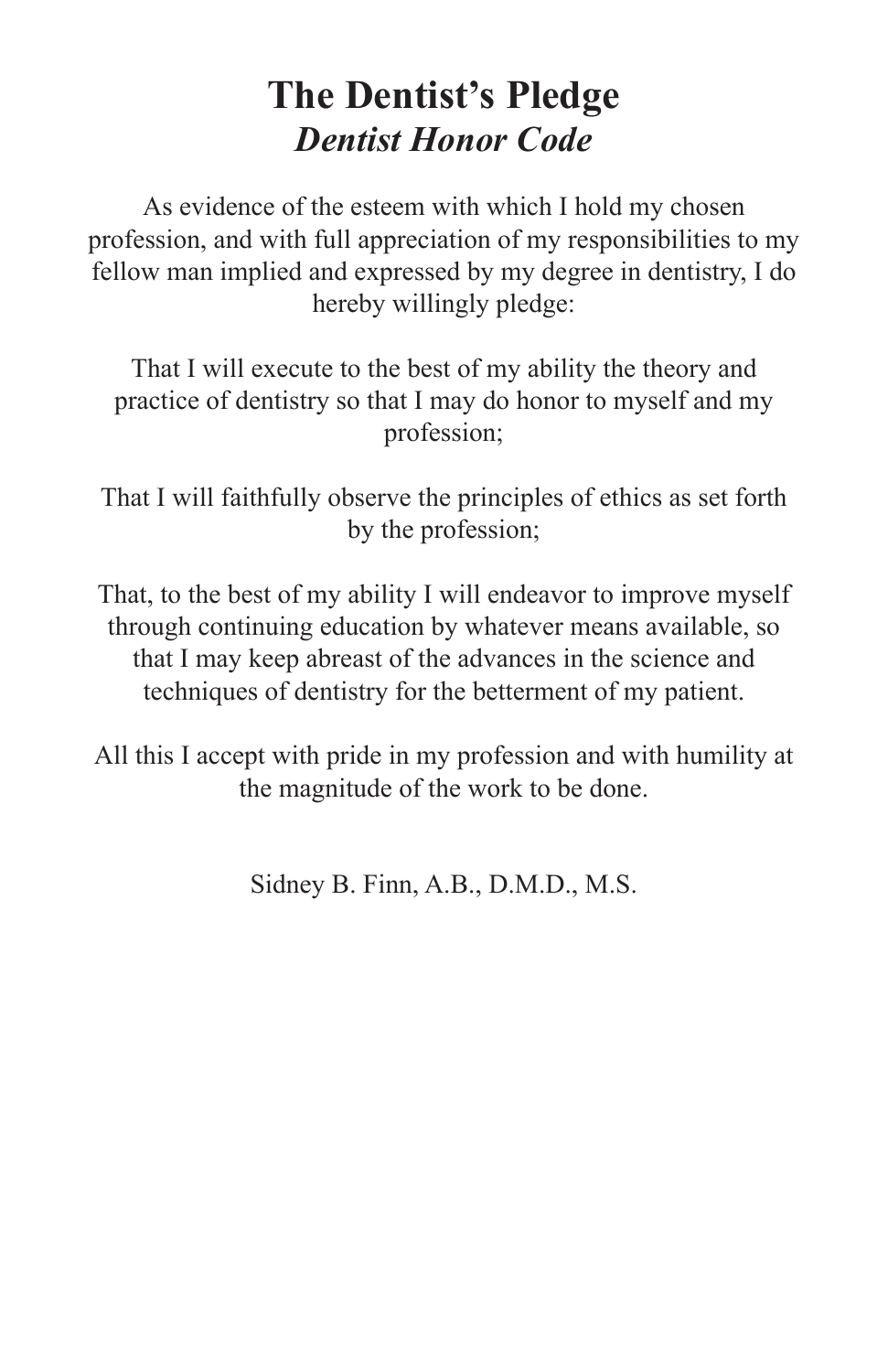# The Dentist's Pledge

## *Dentist Honor Code*

As evidence of the esteem with which I hold my chosen profession, and with full appreciation of my responsibilities to my fellow man implied and expressed by my degree in dentistry, I do hereby willingly pledge:

That I will execute to the best of my ability the theory and practice of dentistry so that I may do honor to myself and my profession;

That I will faithfully observe the principles of ethics as set forth by the profession;

That, to the best of my ability I will endeavor to improve myself through continuing education by whatever means available, so that I may keep abreast of the advances in the science and techniques of dentistry for the betterment of my patient.

All this I accept with pride in my profession and with humility at the magnitude of the work to be done.

Sidney B. Finn, A.B., D.M.D., M.S.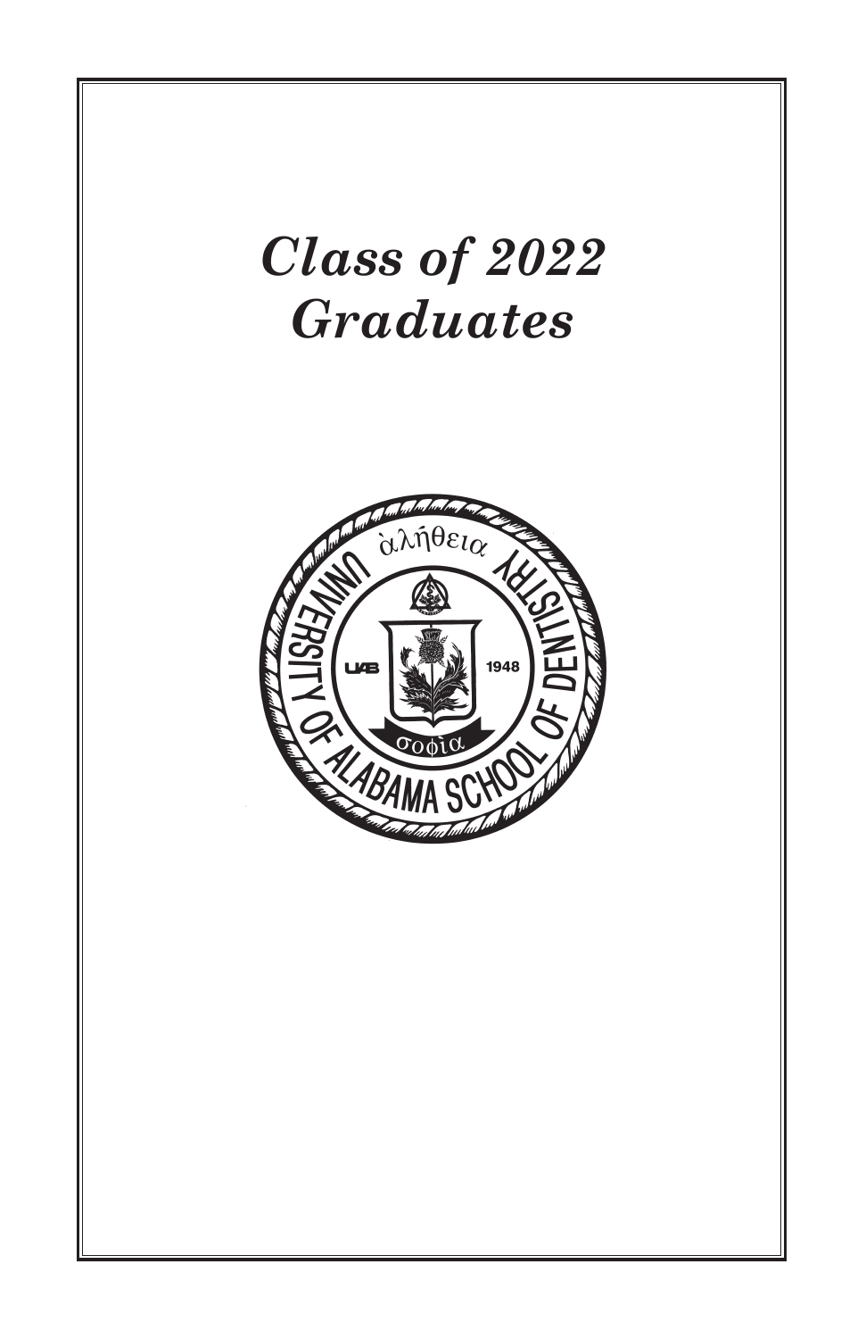# *Class of 2022 Graduates*

ἀλήθεια

UNIVERSITY OF ALABAMA SCHOOL OF DENTISTRY

UAB 1948

σοφία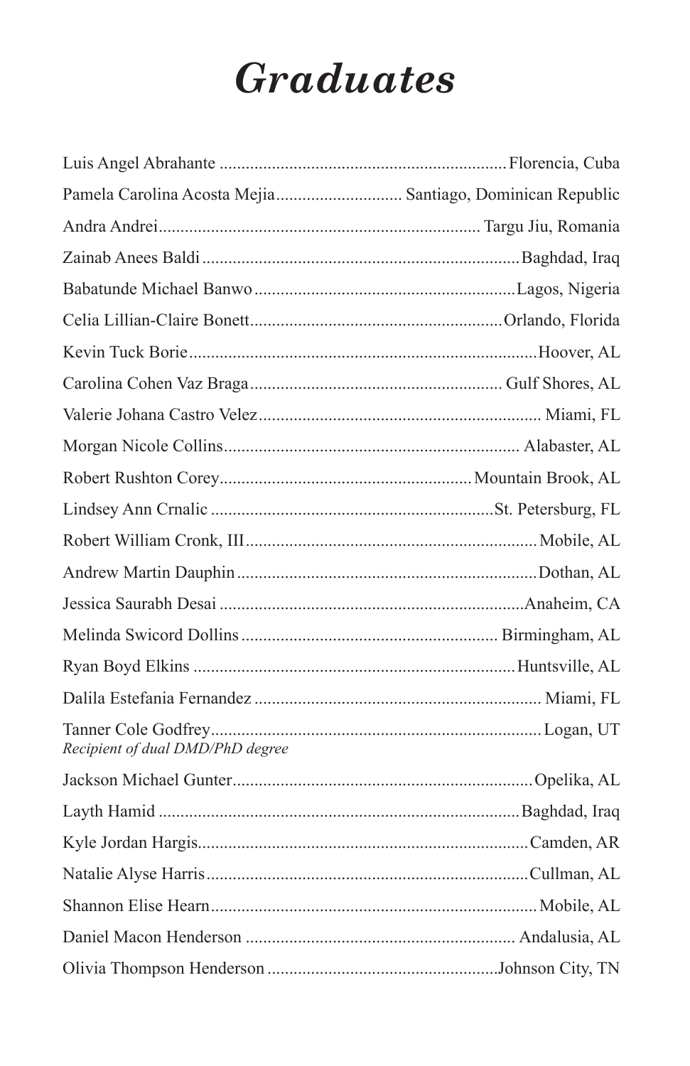# *Graduates*

Luis Angel Abrahante ................................................................ Florencia, Cuba

Pamela Carolina Acosta Mejia ............................ Santiago, Dominican Republic

Andra Andrei ........................................................................ Targu Jiu, Romania

Zainab Anees Baldi ........................................................................ Baghdad, Iraq

Babatunde Michael Banwo ........................................................... Lagos, Nigeria

Celia Lillian-Claire Bonett ......................................................... Orlando, Florida

Kevin Tuck Borie ............................................................................... Hoover, AL

Carolina Cohen Vaz Braga ......................................................... Gulf Shores, AL

Valerie Johana Castro Velez ................................................................ Miami, FL

Morgan Nicole Collins ................................................................... Alabaster, AL

Robert Rushton Corey ......................................................... Mountain Brook, AL

Lindsey Ann Crnalic ................................................................ St. Petersburg, FL

Robert William Cronk, III .................................................................. Mobile, AL

Andrew Martin Dauphin .................................................................... Dothan, AL

Jessica Saurabh Desai ..................................................................... Anaheim, CA

Melinda Swicord Dollins .......................................................... Birmingham, AL

Ryan Boyd Elkins ......................................................................... Huntsville, AL

Dalila Estefania Fernandez ................................................................. Miami, FL

Tanner Cole Godfrey ........................................................................... Logan, UT
*Recipient of dual DMD/PhD degree*

Jackson Michael Gunter .................................................................... Opelika, AL

Layth Hamid .................................................................................. Baghdad, Iraq

Kyle Jordan Hargis ........................................................................... Camden, AR

Natalie Alyse Harris ......................................................................... Cullman, AL

Shannon Elise Hearn .......................................................................... Mobile, AL

Daniel Macon Henderson ............................................................. Andalusia, AL

Olivia Thompson Henderson .................................................... Johnson City, TN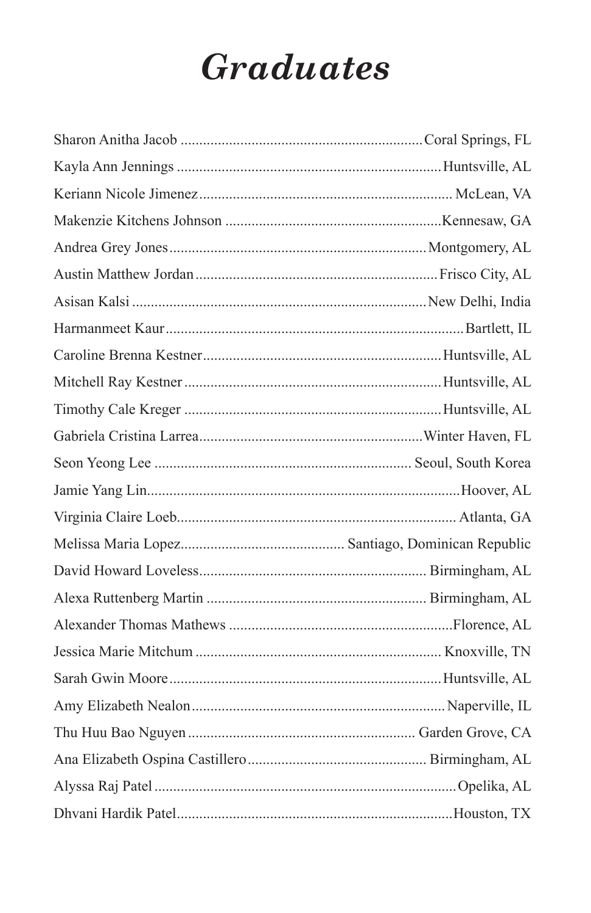# *Graduates*

Sharon Anitha Jacob ................................................................ Coral Springs, FL
Kayla Ann Jennings ...................................................................... Huntsville, AL
Keriann Nicole Jimenez................................................................... McLean, VA
Makenzie Kitchens Johnson ..........................................................Kennesaw, GA
Andrea Grey Jones...................................................................... Montgomery, AL
Austin Matthew Jordan................................................................. Frisco City, AL
Asisan Kalsi ............................................................................... New Delhi, India
Harmanmeet Kaur............................................................................... Bartlett, IL
Caroline Brenna Kestner................................................................ Huntsville, AL
Mitchell Ray Kestner ..................................................................... Huntsville, AL
Timothy Cale Kreger ..................................................................... Huntsville, AL
Gabriela Cristina Larrea............................................................ Winter Haven, FL
Seon Yeong Lee ..................................................................... Seoul, South Korea
Jamie Yang Lin................................................................................... Hoover, AL
Virginia Claire Loeb.......................................................................... Atlanta, GA
Melissa Maria Lopez........................................... Santiago, Dominican Republic
David Howard Loveless............................................................. Birmingham, AL
Alexa Ruttenberg Martin ........................................................... Birmingham, AL
Alexander Thomas Mathews ............................................................Florence, AL
Jessica Marie Mitchum ................................................................. Knoxville, TN
Sarah Gwin Moore......................................................................... Huntsville, AL
Amy Elizabeth Nealon ................................................................... Naperville, IL
Thu Huu Bao Nguyen ............................................................ Garden Grove, CA
Ana Elizabeth Ospina Castillero................................................ Birmingham, AL
Alyssa Raj Patel ................................................................................ Opelika, AL
Dhvani Hardik Patel......................................................................... Houston, TX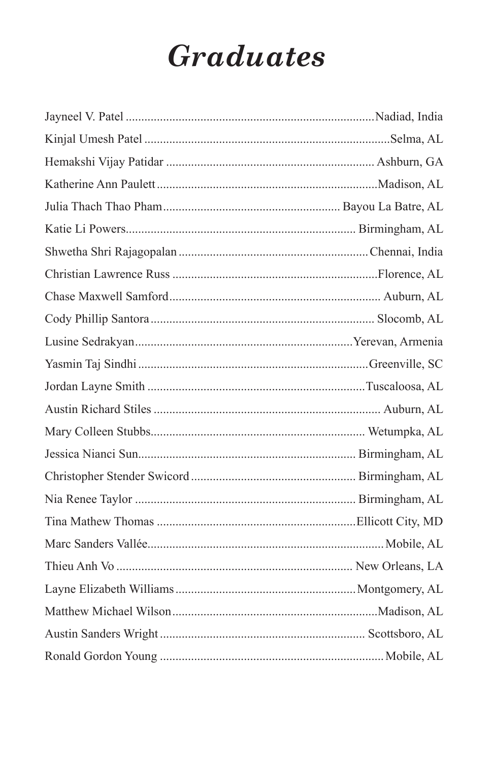# *Graduates*

Jayneel V. Patel ........ Nadiad, India

Kinjal Umesh Patel ........ Selma, AL

Hemakshi Vijay Patidar ........ Ashburn, GA

Katherine Ann Paulett ........ Madison, AL

Julia Thach Thao Pham ........ Bayou La Batre, AL

Katie Li Powers ........ Birmingham, AL

Shwetha Shri Rajagopalan ........ Chennai, India

Christian Lawrence Russ ........ Florence, AL

Chase Maxwell Samford ........ Auburn, AL

Cody Phillip Santora ........ Slocomb, AL

Lusine Sedrakyan ........ Yerevan, Armenia

Yasmin Taj Sindhi ........ Greenville, SC

Jordan Layne Smith ........ Tuscaloosa, AL

Austin Richard Stiles ........ Auburn, AL

Mary Colleen Stubbs ........ Wetumpka, AL

Jessica Nianci Sun ........ Birmingham, AL

Christopher Stender Swicord ........ Birmingham, AL

Nia Renee Taylor ........ Birmingham, AL

Tina Mathew Thomas ........ Ellicott City, MD

Marc Sanders Vallée ........ Mobile, AL

Thieu Anh Vo ........ New Orleans, LA

Layne Elizabeth Williams ........ Montgomery, AL

Matthew Michael Wilson ........ Madison, AL

Austin Sanders Wright ........ Scottsboro, AL

Ronald Gordon Young ........ Mobile, AL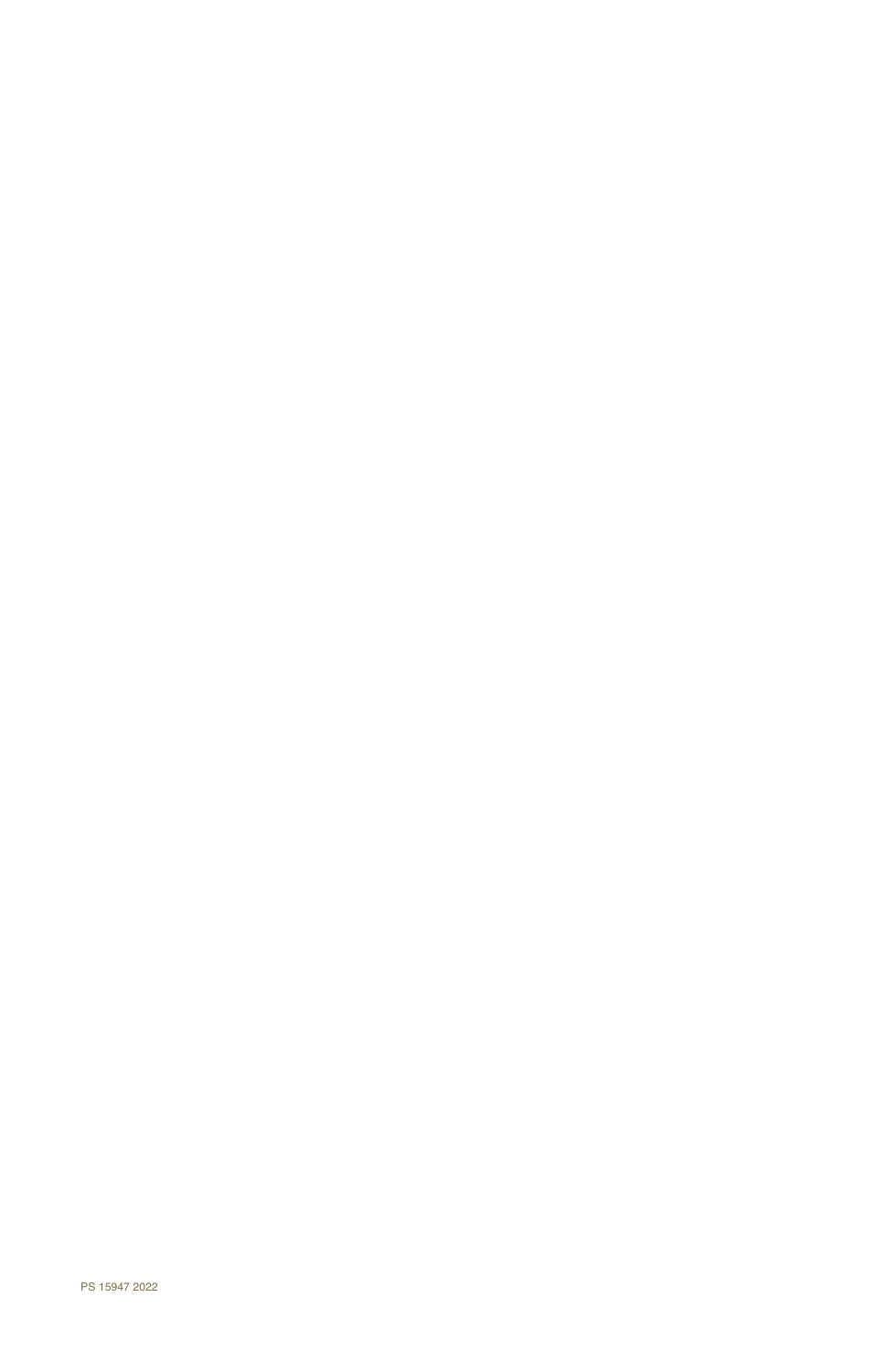PS 15947 2022